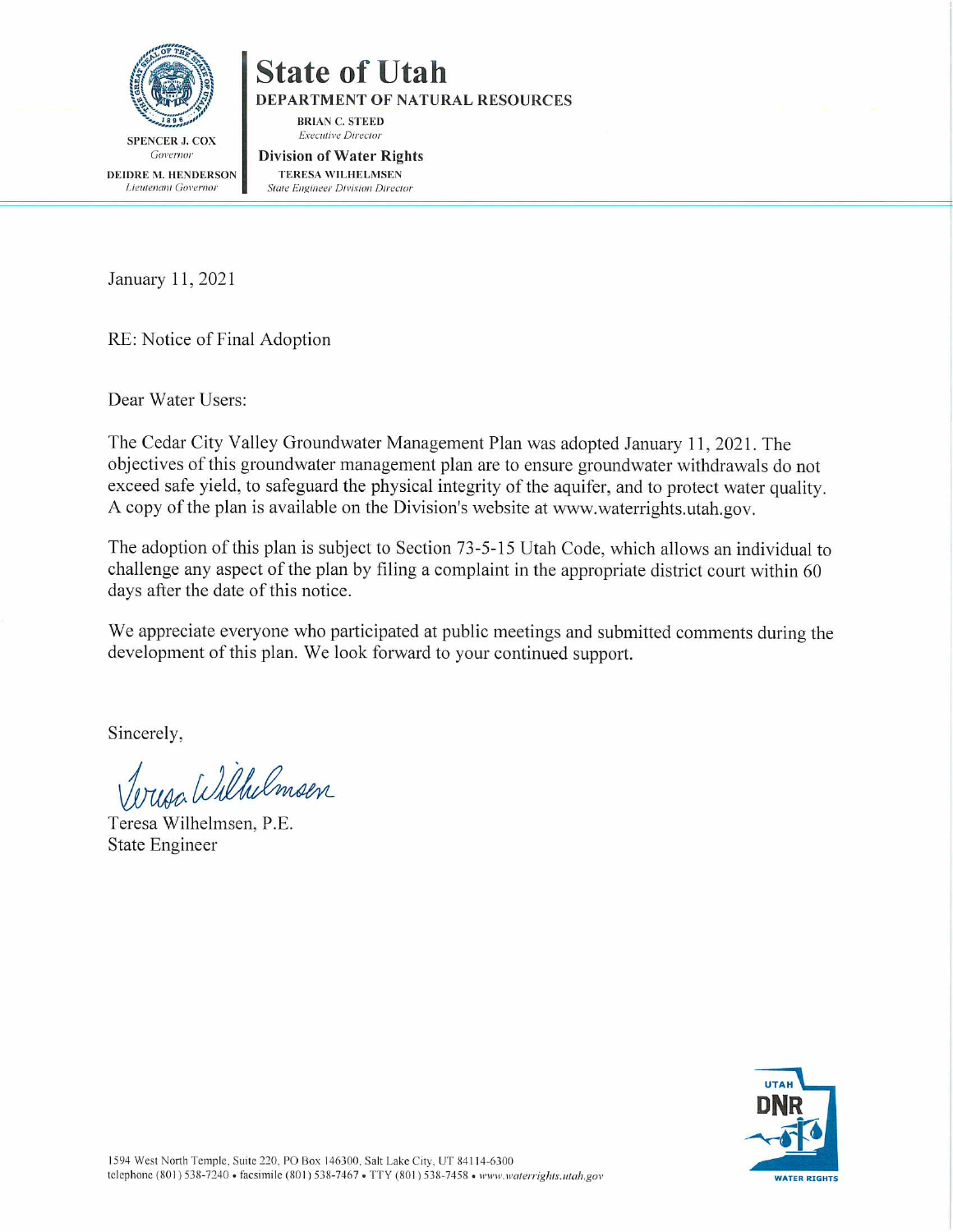SPENCER J. COX
*Governor*

DEIDRE M. HENDERSON
*Lieutenant Governor*

# State of Utah

**DEPARTMENT OF NATURAL RESOURCES**

**BRIAN C. STEED**
*Executive Director*

**Division of Water Rights**

**TERESA WILHELMSEN**
*State Engineer Division Director*

January 11, 2021

RE: Notice of Final Adoption

Dear Water Users:

The Cedar City Valley Groundwater Management Plan was adopted January 11, 2021. The objectives of this groundwater management plan are to ensure groundwater withdrawals do not exceed safe yield, to safeguard the physical integrity of the aquifer, and to protect water quality. A copy of the plan is available on the Division's website at www.waterrights.utah.gov.

The adoption of this plan is subject to Section 73-5-15 Utah Code, which allows an individual to challenge any aspect of the plan by filing a complaint in the appropriate district court within 60 days after the date of this notice.

We appreciate everyone who participated at public meetings and submitted comments during the development of this plan. We look forward to your continued support.

Sincerely,

Teresa Wilhelmsen

Teresa Wilhelmsen, P.E.
State Engineer

1594 West North Temple, Suite 220, PO Box 146300, Salt Lake City, UT 84114-6300
telephone (801) 538-7240 • facsimile (801) 538-7467 • TTY (801) 538-7458 • *www.waterrights.utah.gov*

UTAH DNR WATER RIGHTS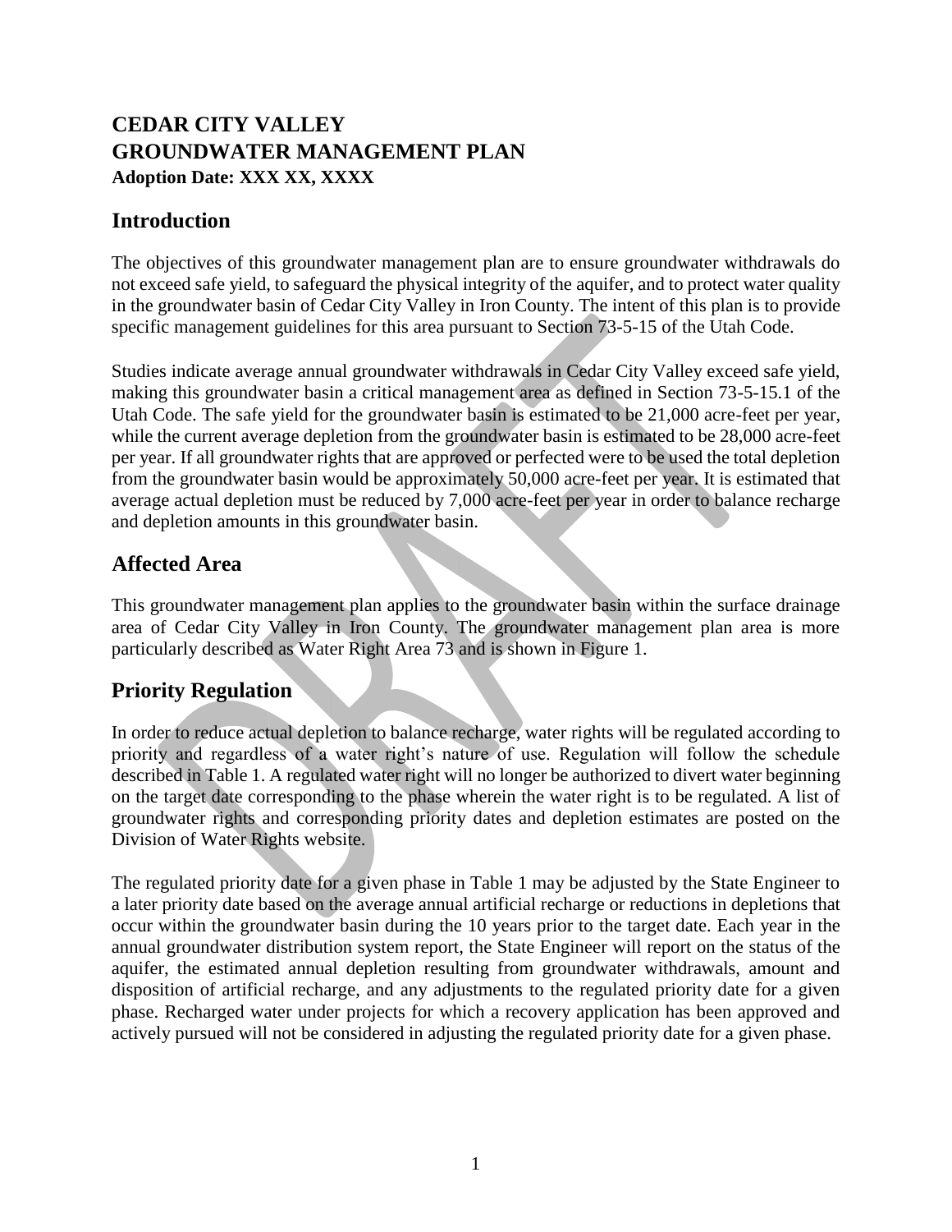# CEDAR CITY VALLEY GROUNDWATER MANAGEMENT PLAN

**Adoption Date: XXX XX, XXXX**

## Introduction

The objectives of this groundwater management plan are to ensure groundwater withdrawals do not exceed safe yield, to safeguard the physical integrity of the aquifer, and to protect water quality in the groundwater basin of Cedar City Valley in Iron County. The intent of this plan is to provide specific management guidelines for this area pursuant to Section 73-5-15 of the Utah Code.

Studies indicate average annual groundwater withdrawals in Cedar City Valley exceed safe yield, making this groundwater basin a critical management area as defined in Section 73-5-15.1 of the Utah Code. The safe yield for the groundwater basin is estimated to be 21,000 acre-feet per year, while the current average depletion from the groundwater basin is estimated to be 28,000 acre-feet per year. If all groundwater rights that are approved or perfected were to be used the total depletion from the groundwater basin would be approximately 50,000 acre-feet per year. It is estimated that average actual depletion must be reduced by 7,000 acre-feet per year in order to balance recharge and depletion amounts in this groundwater basin.

## Affected Area

This groundwater management plan applies to the groundwater basin within the surface drainage area of Cedar City Valley in Iron County. The groundwater management plan area is more particularly described as Water Right Area 73 and is shown in Figure 1.

## Priority Regulation

In order to reduce actual depletion to balance recharge, water rights will be regulated according to priority and regardless of a water right's nature of use. Regulation will follow the schedule described in Table 1. A regulated water right will no longer be authorized to divert water beginning on the target date corresponding to the phase wherein the water right is to be regulated. A list of groundwater rights and corresponding priority dates and depletion estimates are posted on the Division of Water Rights website.

The regulated priority date for a given phase in Table 1 may be adjusted by the State Engineer to a later priority date based on the average annual artificial recharge or reductions in depletions that occur within the groundwater basin during the 10 years prior to the target date. Each year in the annual groundwater distribution system report, the State Engineer will report on the status of the aquifer, the estimated annual depletion resulting from groundwater withdrawals, amount and disposition of artificial recharge, and any adjustments to the regulated priority date for a given phase. Recharged water under projects for which a recovery application has been approved and actively pursued will not be considered in adjusting the regulated priority date for a given phase.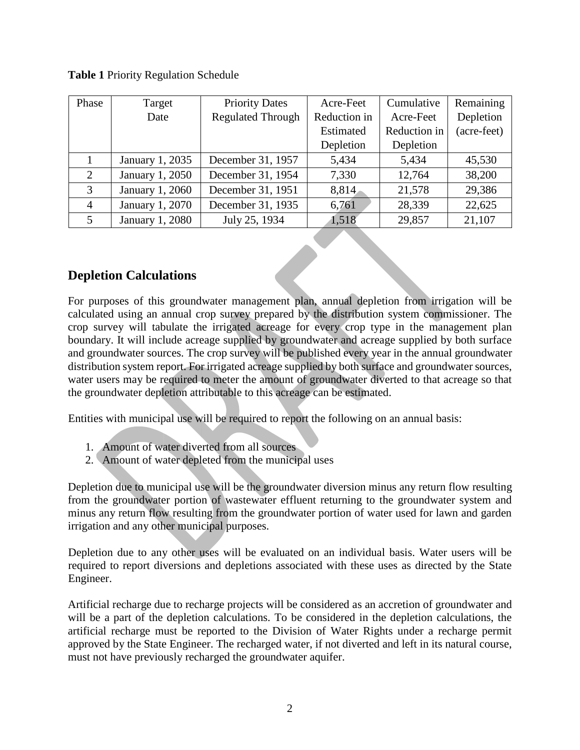**Table 1** Priority Regulation Schedule

| Phase | Target Date | Priority Dates Regulated Through | Acre-Feet Reduction in Estimated Depletion | Cumulative Acre-Feet Reduction in Depletion | Remaining Depletion (acre-feet) |
|---|---|---|---|---|---|
| 1 | January 1, 2035 | December 31, 1957 | 5,434 | 5,434 | 45,530 |
| 2 | January 1, 2050 | December 31, 1954 | 7,330 | 12,764 | 38,200 |
| 3 | January 1, 2060 | December 31, 1951 | 8,814 | 21,578 | 29,386 |
| 4 | January 1, 2070 | December 31, 1935 | 6,761 | 28,339 | 22,625 |
| 5 | January 1, 2080 | July 25, 1934 | 1,518 | 29,857 | 21,107 |

## Depletion Calculations

For purposes of this groundwater management plan, annual depletion from irrigation will be calculated using an annual crop survey prepared by the distribution system commissioner. The crop survey will tabulate the irrigated acreage for every crop type in the management plan boundary. It will include acreage supplied by groundwater and acreage supplied by both surface and groundwater sources. The crop survey will be published every year in the annual groundwater distribution system report. For irrigated acreage supplied by both surface and groundwater sources, water users may be required to meter the amount of groundwater diverted to that acreage so that the groundwater depletion attributable to this acreage can be estimated.

Entities with municipal use will be required to report the following on an annual basis:

1. Amount of water diverted from all sources
2. Amount of water depleted from the municipal uses

Depletion due to municipal use will be the groundwater diversion minus any return flow resulting from the groundwater portion of wastewater effluent returning to the groundwater system and minus any return flow resulting from the groundwater portion of water used for lawn and garden irrigation and any other municipal purposes.

Depletion due to any other uses will be evaluated on an individual basis. Water users will be required to report diversions and depletions associated with these uses as directed by the State Engineer.

Artificial recharge due to recharge projects will be considered as an accretion of groundwater and will be a part of the depletion calculations. To be considered in the depletion calculations, the artificial recharge must be reported to the Division of Water Rights under a recharge permit approved by the State Engineer. The recharged water, if not diverted and left in its natural course, must not have previously recharged the groundwater aquifer.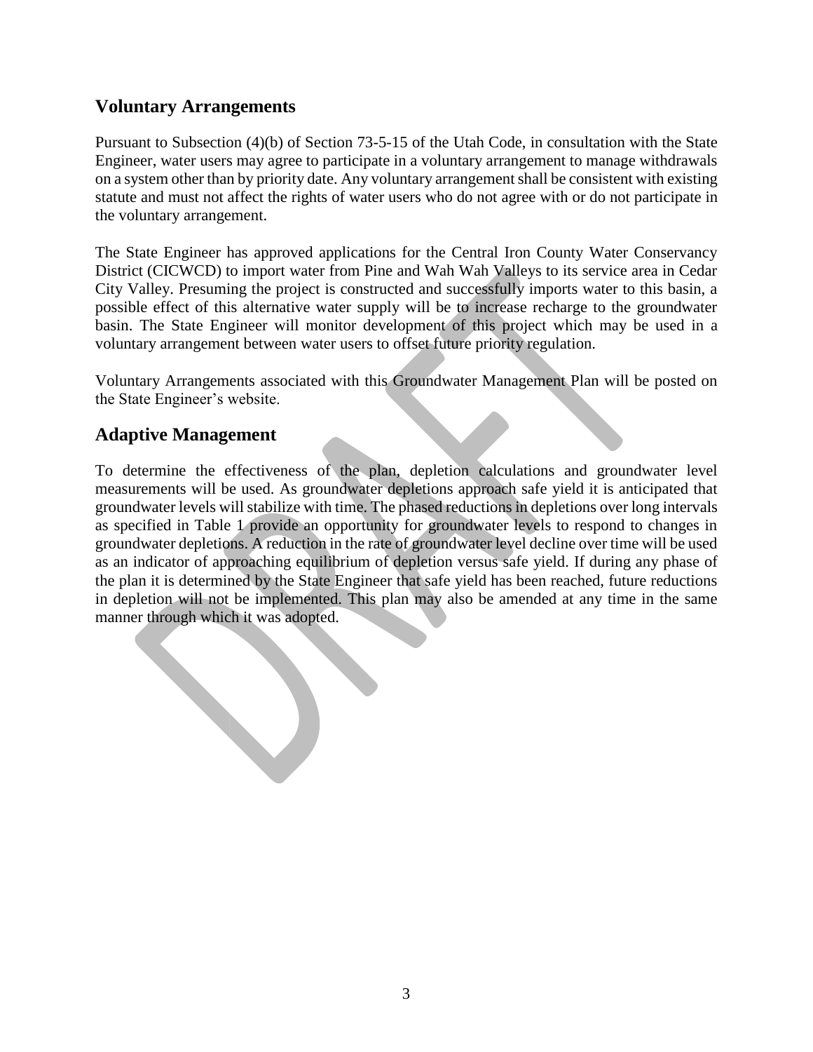## Voluntary Arrangements

Pursuant to Subsection (4)(b) of Section 73-5-15 of the Utah Code, in consultation with the State Engineer, water users may agree to participate in a voluntary arrangement to manage withdrawals on a system other than by priority date. Any voluntary arrangement shall be consistent with existing statute and must not affect the rights of water users who do not agree with or do not participate in the voluntary arrangement.

The State Engineer has approved applications for the Central Iron County Water Conservancy District (CICWCD) to import water from Pine and Wah Wah Valleys to its service area in Cedar City Valley. Presuming the project is constructed and successfully imports water to this basin, a possible effect of this alternative water supply will be to increase recharge to the groundwater basin. The State Engineer will monitor development of this project which may be used in a voluntary arrangement between water users to offset future priority regulation.

Voluntary Arrangements associated with this Groundwater Management Plan will be posted on the State Engineer's website.

## Adaptive Management

To determine the effectiveness of the plan, depletion calculations and groundwater level measurements will be used. As groundwater depletions approach safe yield it is anticipated that groundwater levels will stabilize with time. The phased reductions in depletions over long intervals as specified in Table 1 provide an opportunity for groundwater levels to respond to changes in groundwater depletions. A reduction in the rate of groundwater level decline over time will be used as an indicator of approaching equilibrium of depletion versus safe yield. If during any phase of the plan it is determined by the State Engineer that safe yield has been reached, future reductions in depletion will not be implemented. This plan may also be amended at any time in the same manner through which it was adopted.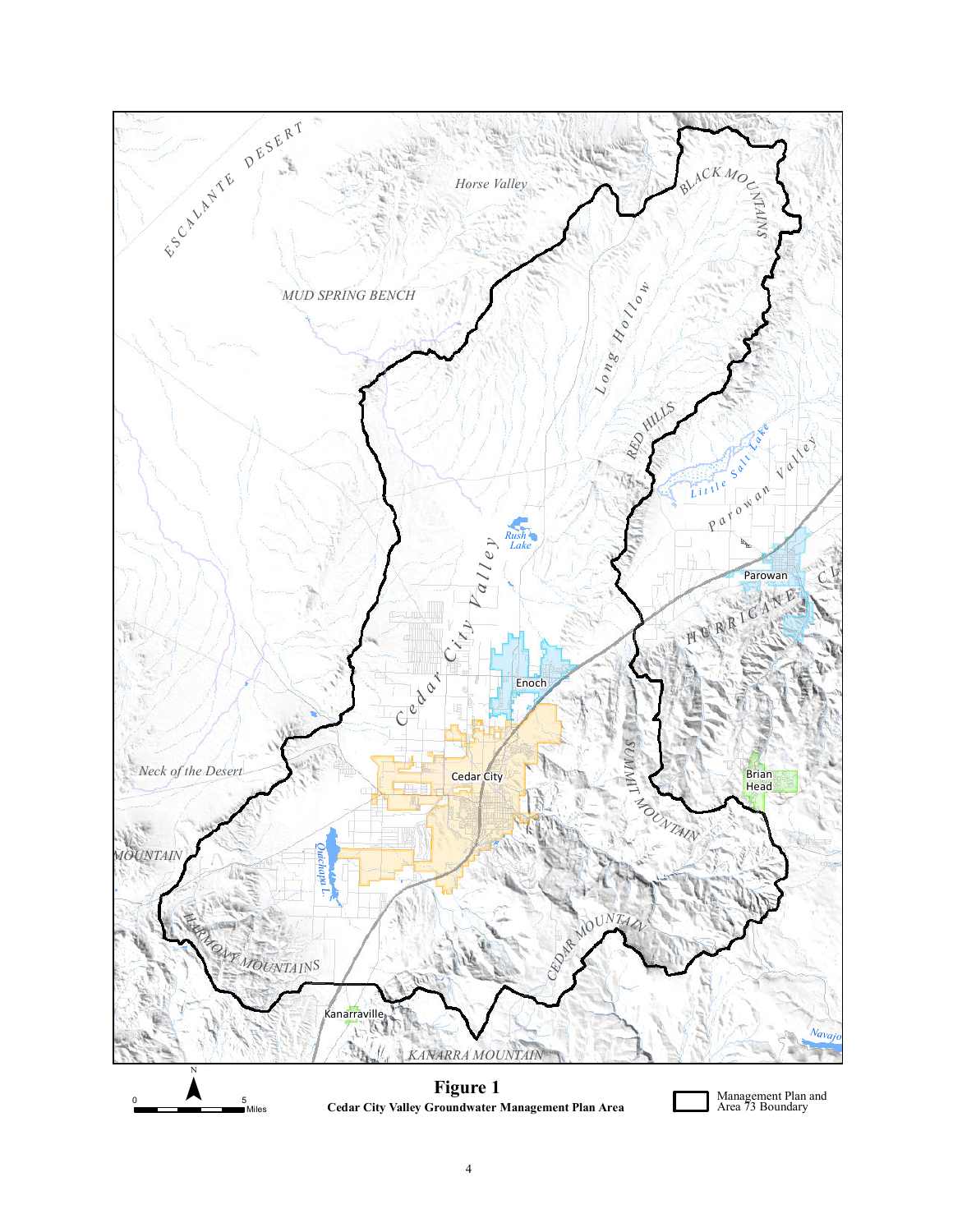ESCALANTE DESERT

Horse Valley

BLACK MOUNTAINS

MUD SPRING BENCH

Long Hollow

RED HILLS

Little Salt Lake

Parowan Valley

Rush Lake

Parowan

Cedar City Valley

HURRICANE CL

Enoch

Cedar City

SUMMIT MOUNTAIN

Brian Head

Neck of the Desert

MOUNTAIN

Quichapa L.

HARMONY MOUNTAINS

CEDAR MOUNTAIN

Kanarraville

KANARRA MOUNTAIN

Navajo

N

0

5

Miles

**Figure 1**

**Cedar City Valley Groundwater Management Plan Area**

Management Plan and Area 73 Boundary